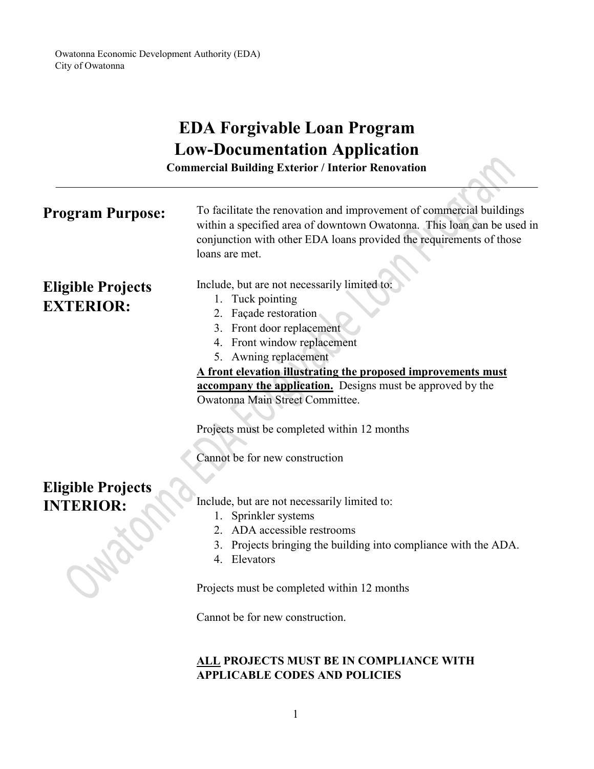Owatonna Economic Development Authority (EDA)
City of Owatonna

# EDA Forgivable Loan Program
# Low-Documentation Application

**Commercial Building Exterior / Interior Renovation**

---

## Program Purpose:

To facilitate the renovation and improvement of commercial buildings within a specified area of downtown Owatonna. This loan can be used in conjunction with other EDA loans provided the requirements of those loans are met.

## Eligible Projects EXTERIOR:

Include, but are not necessarily limited to:

1. Tuck pointing
2. Façade restoration
3. Front door replacement
4. Front window replacement
5. Awning replacement

**A front elevation illustrating the proposed improvements must accompany the application.** Designs must be approved by the Owatonna Main Street Committee.

Projects must be completed within 12 months

Cannot be for new construction

## Eligible Projects INTERIOR:

Include, but are not necessarily limited to:

1. Sprinkler systems
2. ADA accessible restrooms
3. Projects bringing the building into compliance with the ADA.
4. Elevators

Projects must be completed within 12 months

Cannot be for new construction.

**ALL PROJECTS MUST BE IN COMPLIANCE WITH APPLICABLE CODES AND POLICIES**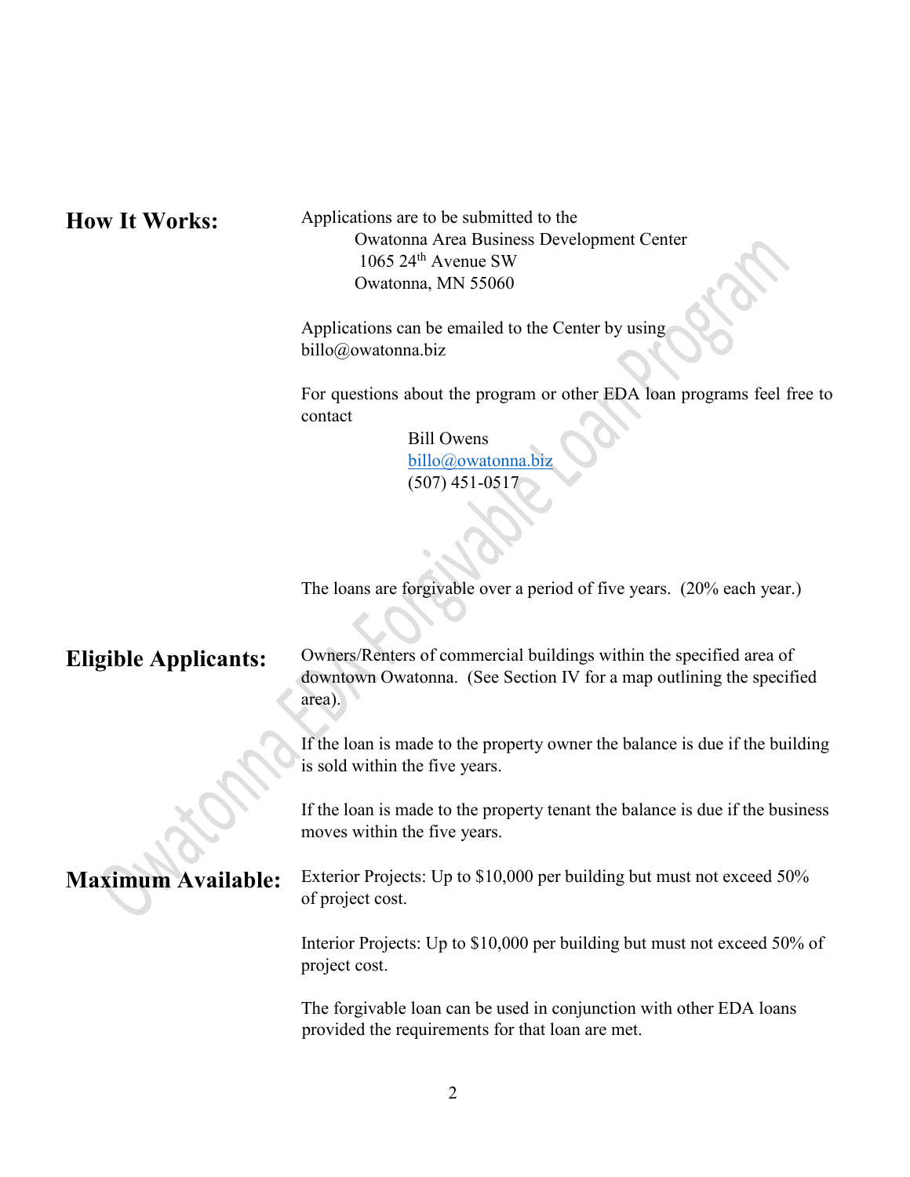## How It Works:

Applications are to be submitted to the

Owatonna Area Business Development Center
1065 24th Avenue SW
Owatonna, MN 55060

Applications can be emailed to the Center by using billo@owatonna.biz

For questions about the program or other EDA loan programs feel free to contact

Bill Owens
billo@owatonna.biz
(507) 451-0517

The loans are forgivable over a period of five years. (20% each year.)

## Eligible Applicants:

Owners/Renters of commercial buildings within the specified area of downtown Owatonna. (See Section IV for a map outlining the specified area).

If the loan is made to the property owner the balance is due if the building is sold within the five years.

If the loan is made to the property tenant the balance is due if the business moves within the five years.

## Maximum Available:

Exterior Projects: Up to $10,000 per building but must not exceed 50% of project cost.

Interior Projects: Up to $10,000 per building but must not exceed 50% of project cost.

The forgivable loan can be used in conjunction with other EDA loans provided the requirements for that loan are met.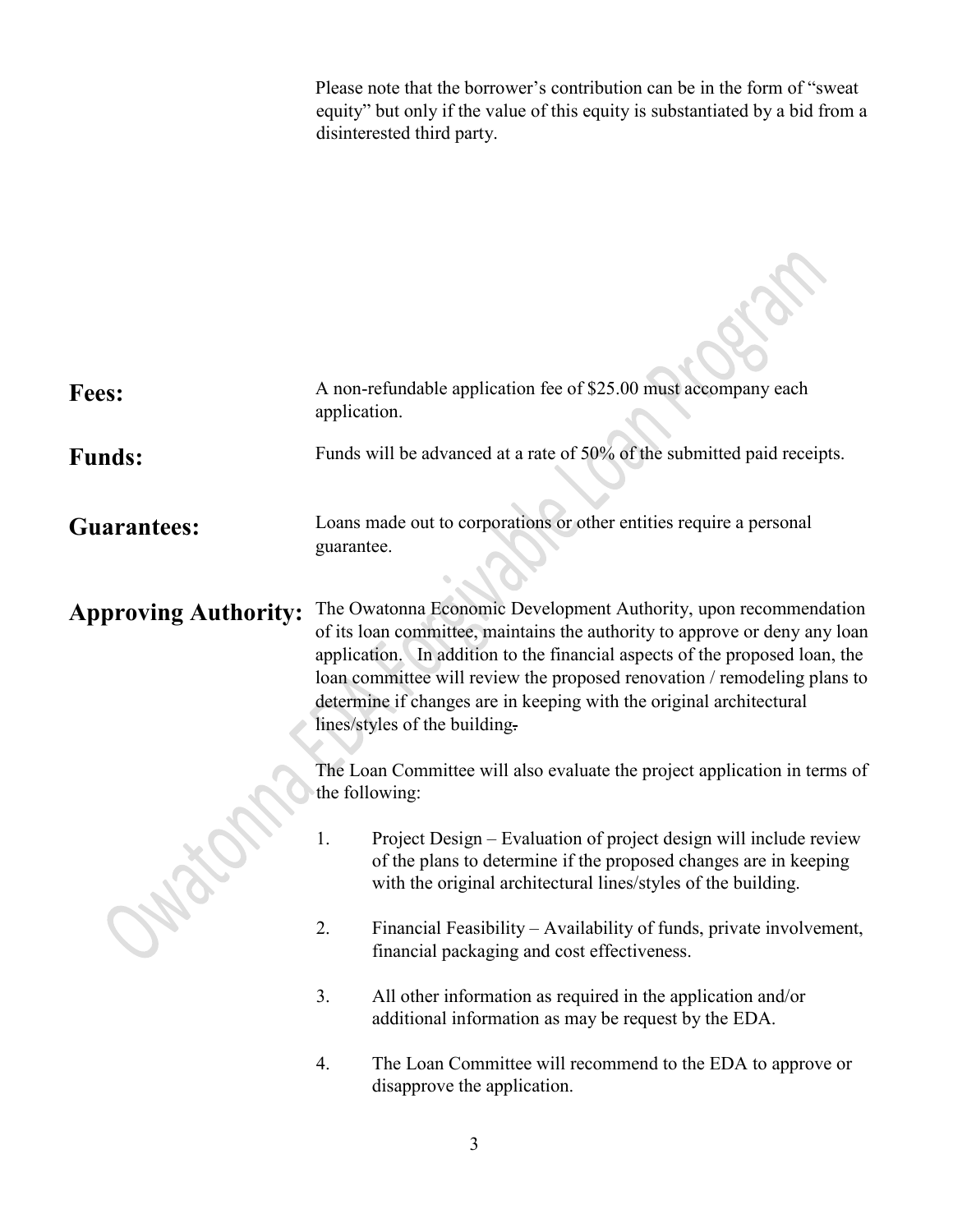Please note that the borrower's contribution can be in the form of "sweat equity" but only if the value of this equity is substantiated by a bid from a disinterested third party.

**Fees:** A non-refundable application fee of $25.00 must accompany each application.

**Funds:** Funds will be advanced at a rate of 50% of the submitted paid receipts.

**Guarantees:** Loans made out to corporations or other entities require a personal guarantee.

**Approving Authority:** The Owatonna Economic Development Authority, upon recommendation of its loan committee, maintains the authority to approve or deny any loan application. In addition to the financial aspects of the proposed loan, the loan committee will review the proposed renovation / remodeling plans to determine if changes are in keeping with the original architectural lines/styles of the building.

The Loan Committee will also evaluate the project application in terms of the following:

1. Project Design – Evaluation of project design will include review of the plans to determine if the proposed changes are in keeping with the original architectural lines/styles of the building.

2. Financial Feasibility – Availability of funds, private involvement, financial packaging and cost effectiveness.

3. All other information as required in the application and/or additional information as may be request by the EDA.

4. The Loan Committee will recommend to the EDA to approve or disapprove the application.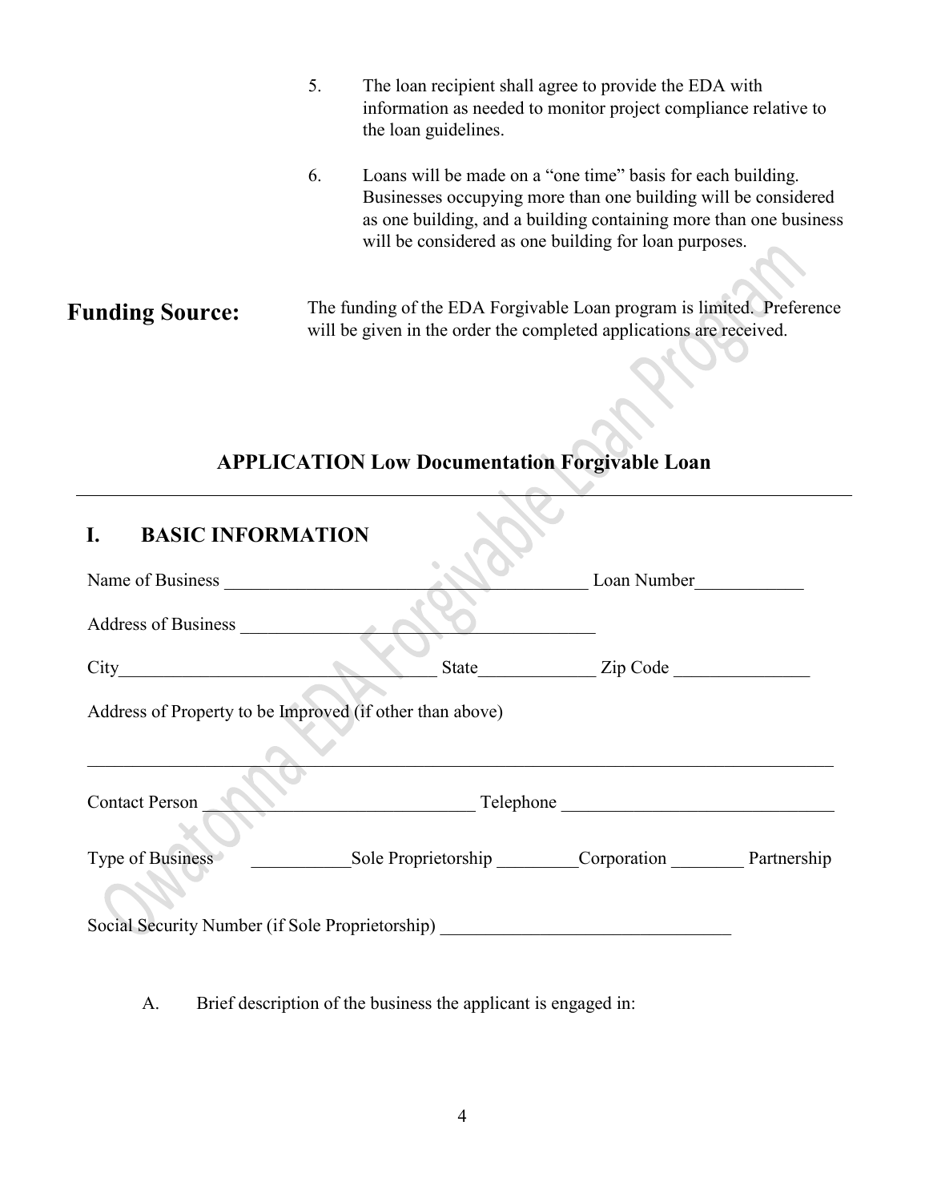5. The loan recipient shall agree to provide the EDA with information as needed to monitor project compliance relative to the loan guidelines.

6. Loans will be made on a "one time" basis for each building. Businesses occupying more than one building will be considered as one building, and a building containing more than one business will be considered as one building for loan purposes.

**Funding Source:** The funding of the EDA Forgivable Loan program is limited. Preference will be given in the order the completed applications are received.

## APPLICATION Low Documentation Forgivable Loan

---

## I. BASIC INFORMATION

Name of Business ________________________________________ Loan Number____________

Address of Business ________________________________________

City___________________________________ State_____________ Zip Code _______________

Address of Property to be Improved (if other than above)

_____________________________________________________________________________________

Contact Person ______________________________ Telephone ______________________________

Type of Business ___________Sole Proprietorship _________Corporation ________ Partnership

Social Security Number (if Sole Proprietorship) ________________________________

A. Brief description of the business the applicant is engaged in: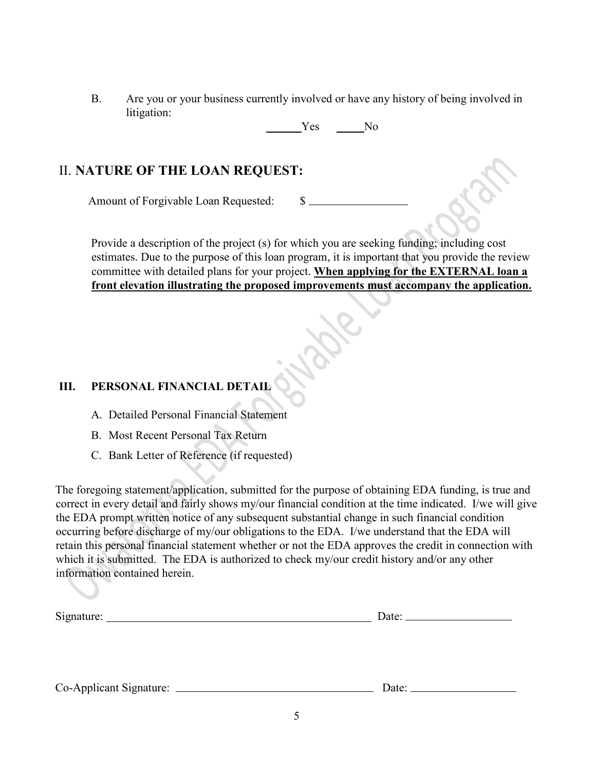B. Are you or your business currently involved or have any history of being involved in litigation:

______Yes _____No

## II. NATURE OF THE LOAN REQUEST:

Amount of Forgivable Loan Requested: $ _________________

Provide a description of the project (s) for which you are seeking funding; including cost estimates. Due to the purpose of this loan program, it is important that you provide the review committee with detailed plans for your project. **When applying for the EXTERNAL loan a front elevation illustrating the proposed improvements must accompany the application.**

## III. PERSONAL FINANCIAL DETAIL

A. Detailed Personal Financial Statement

B. Most Recent Personal Tax Return

C. Bank Letter of Reference (if requested)

The foregoing statement/application, submitted for the purpose of obtaining EDA funding, is true and correct in every detail and fairly shows my/our financial condition at the time indicated. I/we will give the EDA prompt written notice of any subsequent substantial change in such financial condition occurring before discharge of my/our obligations to the EDA. I/we understand that the EDA will retain this personal financial statement whether or not the EDA approves the credit in connection with which it is submitted. The EDA is authorized to check my/our credit history and/or any other information contained herein.

Signature: ________________________________________________ Date: __________________

Co-Applicant Signature: ___________________________________ Date: __________________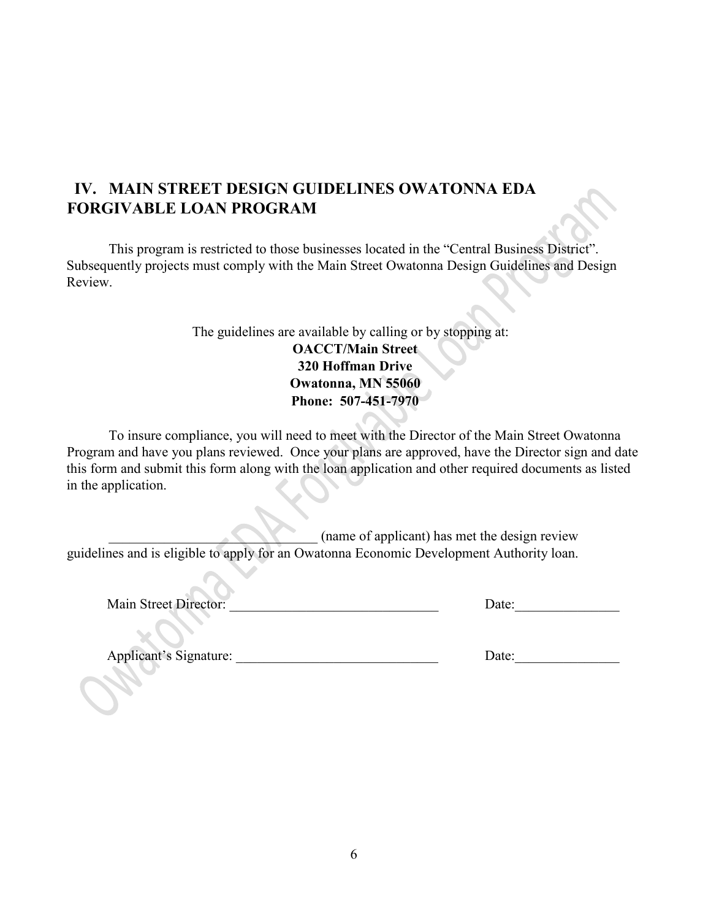## IV. MAIN STREET DESIGN GUIDELINES OWATONNA EDA FORGIVABLE LOAN PROGRAM

This program is restricted to those businesses located in the "Central Business District". Subsequently projects must comply with the Main Street Owatonna Design Guidelines and Design Review.

The guidelines are available by calling or by stopping at:

**OACCT/Main Street**
**320 Hoffman Drive**
**Owatonna, MN 55060**
**Phone: 507-451-7970**

To insure compliance, you will need to meet with the Director of the Main Street Owatonna Program and have you plans reviewed. Once your plans are approved, have the Director sign and date this form and submit this form along with the loan application and other required documents as listed in the application.

______________________________ (name of applicant) has met the design review guidelines and is eligible to apply for an Owatonna Economic Development Authority loan.

Main Street Director: ______________________________ Date:_______________

Applicant's Signature: ______________________________ Date:_______________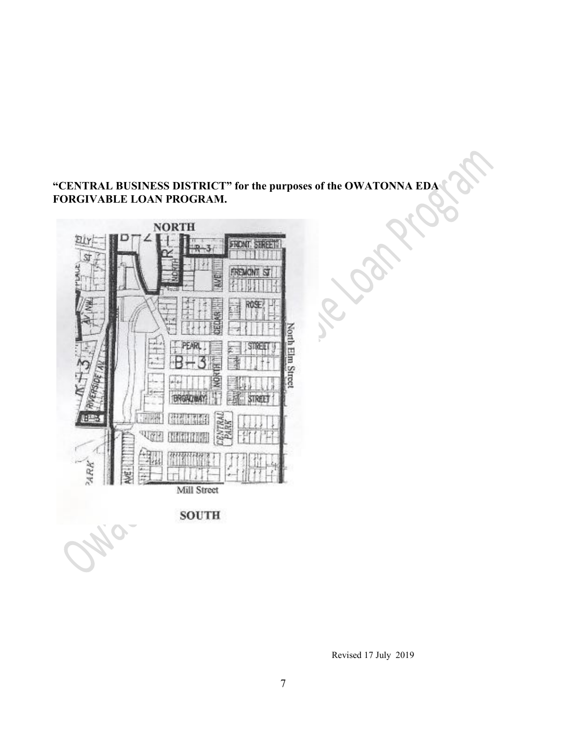**"CENTRAL BUSINESS DISTRICT" for the purposes of the OWATONNA EDA FORGIVABLE LOAN PROGRAM.**

NORTH

FRONT STREET

FREMONT ST

ROSE

PEARL

STREET

B-3

NORTH

CEDAR

AVE

BROADWAY

STREET

CENTRAL PARK

RIVERSIDE AV

North Elm Street

Mill Street

SOUTH

Revised 17 July 2019